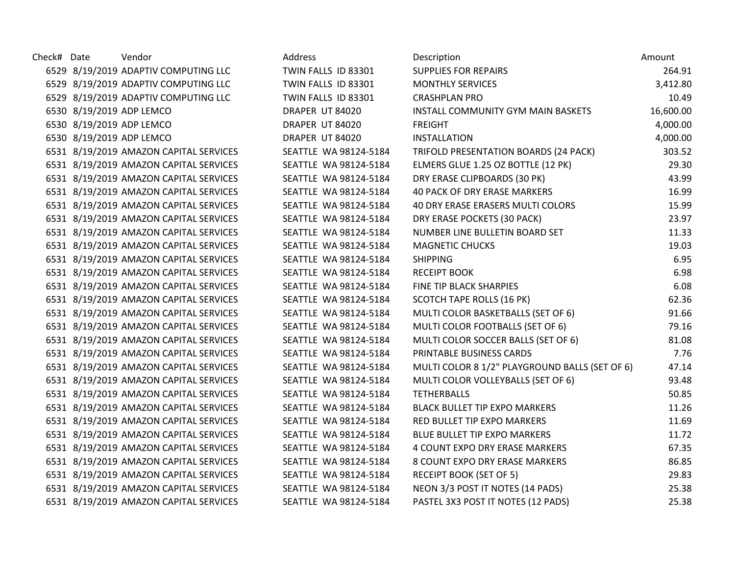| Check# | Date | Vendor | Address | Description | Amount |
|---|---|---|---|---|---|
| 6529 | 8/19/2019 | ADAPTIV COMPUTING LLC | TWIN FALLS ID 83301 | SUPPLIES FOR REPAIRS | 264.91 |
| 6529 | 8/19/2019 | ADAPTIV COMPUTING LLC | TWIN FALLS ID 83301 | MONTHLY SERVICES | 3,412.80 |
| 6529 | 8/19/2019 | ADAPTIV COMPUTING LLC | TWIN FALLS ID 83301 | CRASHPLAN PRO | 10.49 |
| 6530 | 8/19/2019 | ADP LEMCO | DRAPER UT 84020 | INSTALL COMMUNITY GYM MAIN BASKETS | 16,600.00 |
| 6530 | 8/19/2019 | ADP LEMCO | DRAPER UT 84020 | FREIGHT | 4,000.00 |
| 6530 | 8/19/2019 | ADP LEMCO | DRAPER UT 84020 | INSTALLATION | 4,000.00 |
| 6531 | 8/19/2019 | AMAZON CAPITAL SERVICES | SEATTLE WA 98124-5184 | TRIFOLD PRESENTATION BOARDS (24 PACK) | 303.52 |
| 6531 | 8/19/2019 | AMAZON CAPITAL SERVICES | SEATTLE WA 98124-5184 | ELMERS GLUE 1.25 OZ BOTTLE (12 PK) | 29.30 |
| 6531 | 8/19/2019 | AMAZON CAPITAL SERVICES | SEATTLE WA 98124-5184 | DRY ERASE CLIPBOARDS (30 PK) | 43.99 |
| 6531 | 8/19/2019 | AMAZON CAPITAL SERVICES | SEATTLE WA 98124-5184 | 40 PACK OF DRY ERASE MARKERS | 16.99 |
| 6531 | 8/19/2019 | AMAZON CAPITAL SERVICES | SEATTLE WA 98124-5184 | 40 DRY ERASE ERASERS MULTI COLORS | 15.99 |
| 6531 | 8/19/2019 | AMAZON CAPITAL SERVICES | SEATTLE WA 98124-5184 | DRY ERASE POCKETS (30 PACK) | 23.97 |
| 6531 | 8/19/2019 | AMAZON CAPITAL SERVICES | SEATTLE WA 98124-5184 | NUMBER LINE BULLETIN BOARD SET | 11.33 |
| 6531 | 8/19/2019 | AMAZON CAPITAL SERVICES | SEATTLE WA 98124-5184 | MAGNETIC CHUCKS | 19.03 |
| 6531 | 8/19/2019 | AMAZON CAPITAL SERVICES | SEATTLE WA 98124-5184 | SHIPPING | 6.95 |
| 6531 | 8/19/2019 | AMAZON CAPITAL SERVICES | SEATTLE WA 98124-5184 | RECEIPT BOOK | 6.98 |
| 6531 | 8/19/2019 | AMAZON CAPITAL SERVICES | SEATTLE WA 98124-5184 | FINE TIP BLACK SHARPIES | 6.08 |
| 6531 | 8/19/2019 | AMAZON CAPITAL SERVICES | SEATTLE WA 98124-5184 | SCOTCH TAPE ROLLS (16 PK) | 62.36 |
| 6531 | 8/19/2019 | AMAZON CAPITAL SERVICES | SEATTLE WA 98124-5184 | MULTI COLOR BASKETBALLS (SET OF 6) | 91.66 |
| 6531 | 8/19/2019 | AMAZON CAPITAL SERVICES | SEATTLE WA 98124-5184 | MULTI COLOR FOOTBALLS (SET OF 6) | 79.16 |
| 6531 | 8/19/2019 | AMAZON CAPITAL SERVICES | SEATTLE WA 98124-5184 | MULTI COLOR SOCCER BALLS (SET OF 6) | 81.08 |
| 6531 | 8/19/2019 | AMAZON CAPITAL SERVICES | SEATTLE WA 98124-5184 | PRINTABLE BUSINESS CARDS | 7.76 |
| 6531 | 8/19/2019 | AMAZON CAPITAL SERVICES | SEATTLE WA 98124-5184 | MULTI COLOR 8 1/2" PLAYGROUND BALLS (SET OF 6) | 47.14 |
| 6531 | 8/19/2019 | AMAZON CAPITAL SERVICES | SEATTLE WA 98124-5184 | MULTI COLOR VOLLEYBALLS (SET OF 6) | 93.48 |
| 6531 | 8/19/2019 | AMAZON CAPITAL SERVICES | SEATTLE WA 98124-5184 | TETHERBALLS | 50.85 |
| 6531 | 8/19/2019 | AMAZON CAPITAL SERVICES | SEATTLE WA 98124-5184 | BLACK BULLET TIP EXPO MARKERS | 11.26 |
| 6531 | 8/19/2019 | AMAZON CAPITAL SERVICES | SEATTLE WA 98124-5184 | RED BULLET TIP EXPO MARKERS | 11.69 |
| 6531 | 8/19/2019 | AMAZON CAPITAL SERVICES | SEATTLE WA 98124-5184 | BLUE BULLET TIP EXPO MARKERS | 11.72 |
| 6531 | 8/19/2019 | AMAZON CAPITAL SERVICES | SEATTLE WA 98124-5184 | 4 COUNT EXPO DRY ERASE MARKERS | 67.35 |
| 6531 | 8/19/2019 | AMAZON CAPITAL SERVICES | SEATTLE WA 98124-5184 | 8 COUNT EXPO DRY ERASE MARKERS | 86.85 |
| 6531 | 8/19/2019 | AMAZON CAPITAL SERVICES | SEATTLE WA 98124-5184 | RECEIPT BOOK (SET OF 5) | 29.83 |
| 6531 | 8/19/2019 | AMAZON CAPITAL SERVICES | SEATTLE WA 98124-5184 | NEON 3/3 POST IT NOTES (14 PADS) | 25.38 |
| 6531 | 8/19/2019 | AMAZON CAPITAL SERVICES | SEATTLE WA 98124-5184 | PASTEL 3X3 POST IT NOTES (12 PADS) | 25.38 |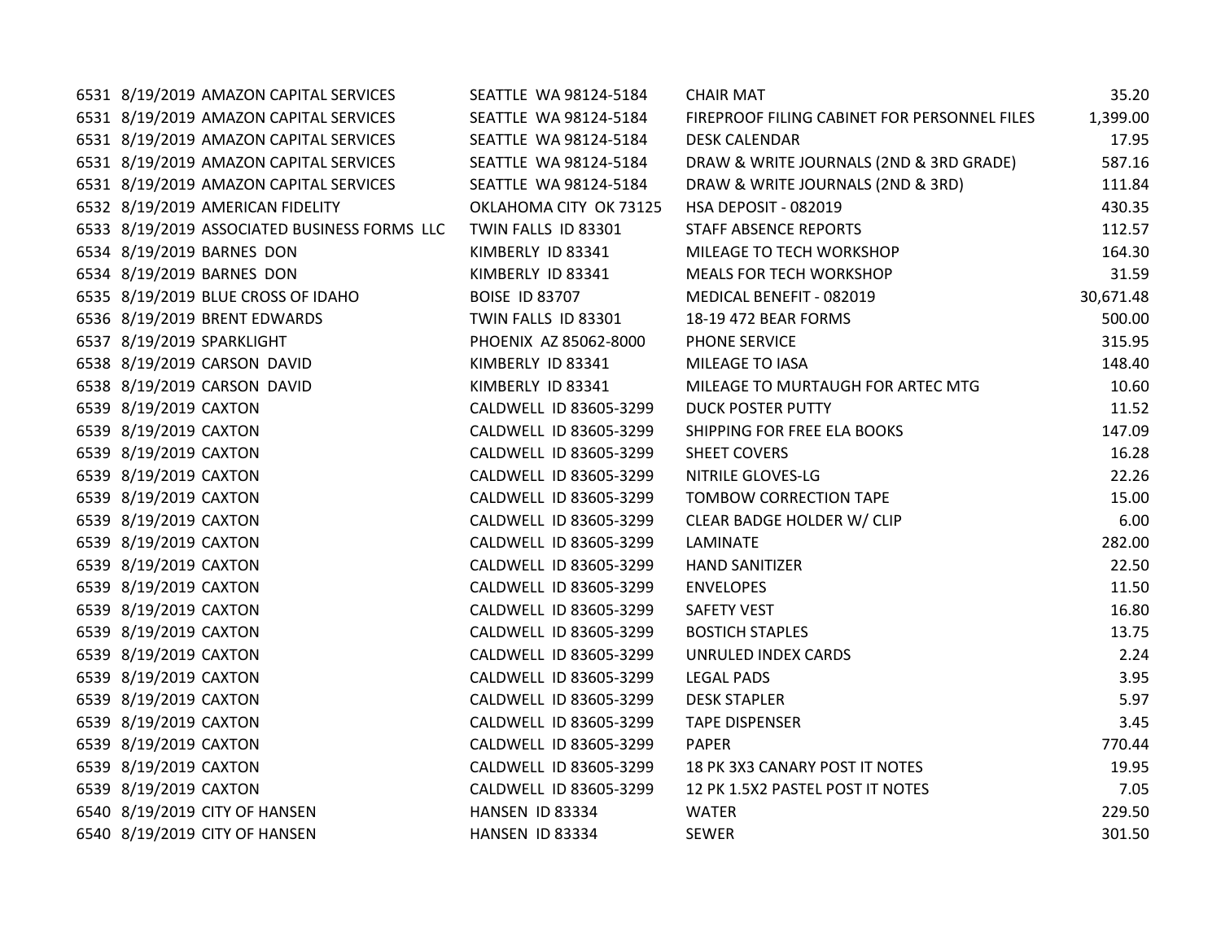| | | | | | |
|---|---|---|---|---|---|
| 6531 | 8/19/2019 | AMAZON CAPITAL SERVICES | SEATTLE WA 98124-5184 | CHAIR MAT | 35.20 |
| 6531 | 8/19/2019 | AMAZON CAPITAL SERVICES | SEATTLE WA 98124-5184 | FIREPROOF FILING CABINET FOR PERSONNEL FILES | 1,399.00 |
| 6531 | 8/19/2019 | AMAZON CAPITAL SERVICES | SEATTLE WA 98124-5184 | DESK CALENDAR | 17.95 |
| 6531 | 8/19/2019 | AMAZON CAPITAL SERVICES | SEATTLE WA 98124-5184 | DRAW & WRITE JOURNALS (2ND & 3RD GRADE) | 587.16 |
| 6531 | 8/19/2019 | AMAZON CAPITAL SERVICES | SEATTLE WA 98124-5184 | DRAW & WRITE JOURNALS (2ND & 3RD) | 111.84 |
| 6532 | 8/19/2019 | AMERICAN FIDELITY | OKLAHOMA CITY OK 73125 | HSA DEPOSIT - 082019 | 430.35 |
| 6533 | 8/19/2019 | ASSOCIATED BUSINESS FORMS LLC | TWIN FALLS ID 83301 | STAFF ABSENCE REPORTS | 112.57 |
| 6534 | 8/19/2019 | BARNES DON | KIMBERLY ID 83341 | MILEAGE TO TECH WORKSHOP | 164.30 |
| 6534 | 8/19/2019 | BARNES DON | KIMBERLY ID 83341 | MEALS FOR TECH WORKSHOP | 31.59 |
| 6535 | 8/19/2019 | BLUE CROSS OF IDAHO | BOISE ID 83707 | MEDICAL BENEFIT - 082019 | 30,671.48 |
| 6536 | 8/19/2019 | BRENT EDWARDS | TWIN FALLS ID 83301 | 18-19 472 BEAR FORMS | 500.00 |
| 6537 | 8/19/2019 | SPARKLIGHT | PHOENIX AZ 85062-8000 | PHONE SERVICE | 315.95 |
| 6538 | 8/19/2019 | CARSON DAVID | KIMBERLY ID 83341 | MILEAGE TO IASA | 148.40 |
| 6538 | 8/19/2019 | CARSON DAVID | KIMBERLY ID 83341 | MILEAGE TO MURTAUGH FOR ARTEC MTG | 10.60 |
| 6539 | 8/19/2019 | CAXTON | CALDWELL ID 83605-3299 | DUCK POSTER PUTTY | 11.52 |
| 6539 | 8/19/2019 | CAXTON | CALDWELL ID 83605-3299 | SHIPPING FOR FREE ELA BOOKS | 147.09 |
| 6539 | 8/19/2019 | CAXTON | CALDWELL ID 83605-3299 | SHEET COVERS | 16.28 |
| 6539 | 8/19/2019 | CAXTON | CALDWELL ID 83605-3299 | NITRILE GLOVES-LG | 22.26 |
| 6539 | 8/19/2019 | CAXTON | CALDWELL ID 83605-3299 | TOMBOW CORRECTION TAPE | 15.00 |
| 6539 | 8/19/2019 | CAXTON | CALDWELL ID 83605-3299 | CLEAR BADGE HOLDER W/ CLIP | 6.00 |
| 6539 | 8/19/2019 | CAXTON | CALDWELL ID 83605-3299 | LAMINATE | 282.00 |
| 6539 | 8/19/2019 | CAXTON | CALDWELL ID 83605-3299 | HAND SANITIZER | 22.50 |
| 6539 | 8/19/2019 | CAXTON | CALDWELL ID 83605-3299 | ENVELOPES | 11.50 |
| 6539 | 8/19/2019 | CAXTON | CALDWELL ID 83605-3299 | SAFETY VEST | 16.80 |
| 6539 | 8/19/2019 | CAXTON | CALDWELL ID 83605-3299 | BOSTICH STAPLES | 13.75 |
| 6539 | 8/19/2019 | CAXTON | CALDWELL ID 83605-3299 | UNRULED INDEX CARDS | 2.24 |
| 6539 | 8/19/2019 | CAXTON | CALDWELL ID 83605-3299 | LEGAL PADS | 3.95 |
| 6539 | 8/19/2019 | CAXTON | CALDWELL ID 83605-3299 | DESK STAPLER | 5.97 |
| 6539 | 8/19/2019 | CAXTON | CALDWELL ID 83605-3299 | TAPE DISPENSER | 3.45 |
| 6539 | 8/19/2019 | CAXTON | CALDWELL ID 83605-3299 | PAPER | 770.44 |
| 6539 | 8/19/2019 | CAXTON | CALDWELL ID 83605-3299 | 18 PK 3X3 CANARY POST IT NOTES | 19.95 |
| 6539 | 8/19/2019 | CAXTON | CALDWELL ID 83605-3299 | 12 PK 1.5X2 PASTEL POST IT NOTES | 7.05 |
| 6540 | 8/19/2019 | CITY OF HANSEN | HANSEN ID 83334 | WATER | 229.50 |
| 6540 | 8/19/2019 | CITY OF HANSEN | HANSEN ID 83334 | SEWER | 301.50 |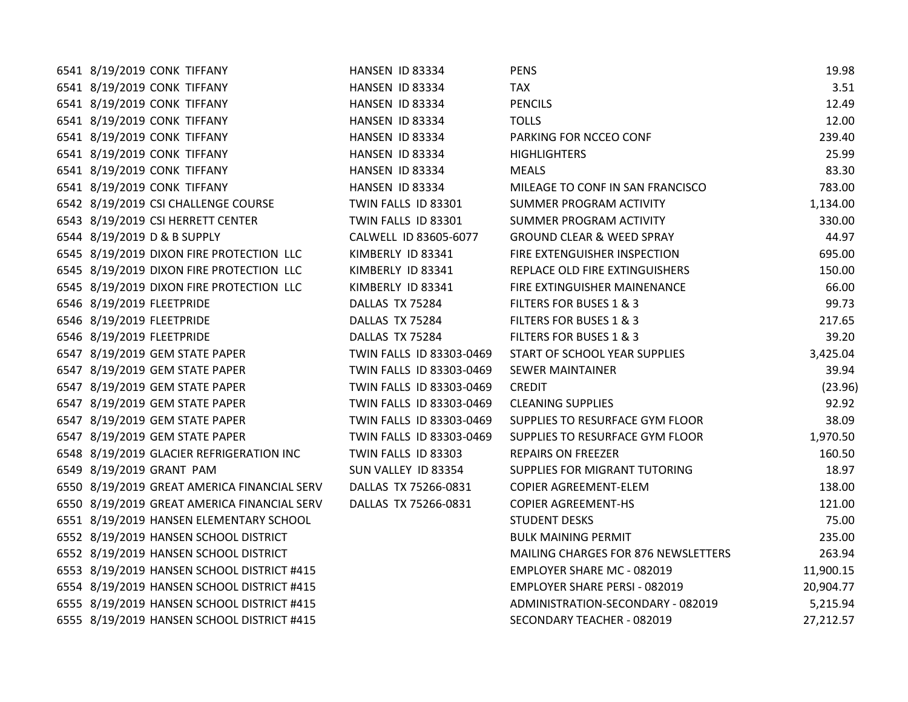| | | | | | |
|---|---|---|---|---|---|
| 6541 | 8/19/2019 | CONK TIFFANY | HANSEN ID 83334 | PENS | 19.98 |
| 6541 | 8/19/2019 | CONK TIFFANY | HANSEN ID 83334 | TAX | 3.51 |
| 6541 | 8/19/2019 | CONK TIFFANY | HANSEN ID 83334 | PENCILS | 12.49 |
| 6541 | 8/19/2019 | CONK TIFFANY | HANSEN ID 83334 | TOLLS | 12.00 |
| 6541 | 8/19/2019 | CONK TIFFANY | HANSEN ID 83334 | PARKING FOR NCCEO CONF | 239.40 |
| 6541 | 8/19/2019 | CONK TIFFANY | HANSEN ID 83334 | HIGHLIGHTERS | 25.99 |
| 6541 | 8/19/2019 | CONK TIFFANY | HANSEN ID 83334 | MEALS | 83.30 |
| 6541 | 8/19/2019 | CONK TIFFANY | HANSEN ID 83334 | MILEAGE TO CONF IN SAN FRANCISCO | 783.00 |
| 6542 | 8/19/2019 | CSI CHALLENGE COURSE | TWIN FALLS ID 83301 | SUMMER PROGRAM ACTIVITY | 1,134.00 |
| 6543 | 8/19/2019 | CSI HERRETT CENTER | TWIN FALLS ID 83301 | SUMMER PROGRAM ACTIVITY | 330.00 |
| 6544 | 8/19/2019 | D & B SUPPLY | CALWELL ID 83605-6077 | GROUND CLEAR & WEED SPRAY | 44.97 |
| 6545 | 8/19/2019 | DIXON FIRE PROTECTION LLC | KIMBERLY ID 83341 | FIRE EXTENGUISHER INSPECTION | 695.00 |
| 6545 | 8/19/2019 | DIXON FIRE PROTECTION LLC | KIMBERLY ID 83341 | REPLACE OLD FIRE EXTINGUISHERS | 150.00 |
| 6545 | 8/19/2019 | DIXON FIRE PROTECTION LLC | KIMBERLY ID 83341 | FIRE EXTINGUISHER MAINENANCE | 66.00 |
| 6546 | 8/19/2019 | FLEETPRIDE | DALLAS TX 75284 | FILTERS FOR BUSES 1 & 3 | 99.73 |
| 6546 | 8/19/2019 | FLEETPRIDE | DALLAS TX 75284 | FILTERS FOR BUSES 1 & 3 | 217.65 |
| 6546 | 8/19/2019 | FLEETPRIDE | DALLAS TX 75284 | FILTERS FOR BUSES 1 & 3 | 39.20 |
| 6547 | 8/19/2019 | GEM STATE PAPER | TWIN FALLS ID 83303-0469 | START OF SCHOOL YEAR SUPPLIES | 3,425.04 |
| 6547 | 8/19/2019 | GEM STATE PAPER | TWIN FALLS ID 83303-0469 | SEWER MAINTAINER | 39.94 |
| 6547 | 8/19/2019 | GEM STATE PAPER | TWIN FALLS ID 83303-0469 | CREDIT | (23.96) |
| 6547 | 8/19/2019 | GEM STATE PAPER | TWIN FALLS ID 83303-0469 | CLEANING SUPPLIES | 92.92 |
| 6547 | 8/19/2019 | GEM STATE PAPER | TWIN FALLS ID 83303-0469 | SUPPLIES TO RESURFACE GYM FLOOR | 38.09 |
| 6547 | 8/19/2019 | GEM STATE PAPER | TWIN FALLS ID 83303-0469 | SUPPLIES TO RESURFACE GYM FLOOR | 1,970.50 |
| 6548 | 8/19/2019 | GLACIER REFRIGERATION INC | TWIN FALLS ID 83303 | REPAIRS ON FREEZER | 160.50 |
| 6549 | 8/19/2019 | GRANT PAM | SUN VALLEY ID 83354 | SUPPLIES FOR MIGRANT TUTORING | 18.97 |
| 6550 | 8/19/2019 | GREAT AMERICA FINANCIAL SERV | DALLAS TX 75266-0831 | COPIER AGREEMENT-ELEM | 138.00 |
| 6550 | 8/19/2019 | GREAT AMERICA FINANCIAL SERV | DALLAS TX 75266-0831 | COPIER AGREEMENT-HS | 121.00 |
| 6551 | 8/19/2019 | HANSEN ELEMENTARY SCHOOL | | STUDENT DESKS | 75.00 |
| 6552 | 8/19/2019 | HANSEN SCHOOL DISTRICT | | BULK MAINING PERMIT | 235.00 |
| 6552 | 8/19/2019 | HANSEN SCHOOL DISTRICT | | MAILING CHARGES FOR 876 NEWSLETTERS | 263.94 |
| 6553 | 8/19/2019 | HANSEN SCHOOL DISTRICT #415 | | EMPLOYER SHARE MC - 082019 | 11,900.15 |
| 6554 | 8/19/2019 | HANSEN SCHOOL DISTRICT #415 | | EMPLOYER SHARE PERSI - 082019 | 20,904.77 |
| 6555 | 8/19/2019 | HANSEN SCHOOL DISTRICT #415 | | ADMINISTRATION-SECONDARY - 082019 | 5,215.94 |
| 6555 | 8/19/2019 | HANSEN SCHOOL DISTRICT #415 | | SECONDARY TEACHER - 082019 | 27,212.57 |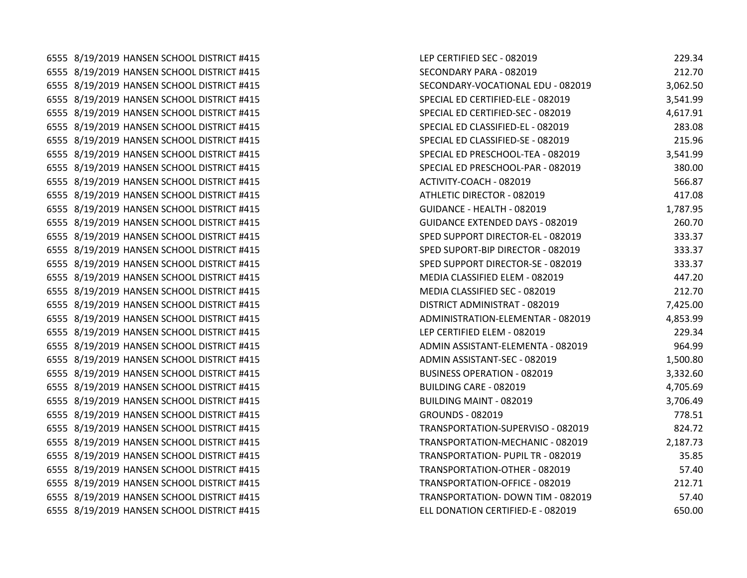| | | | | |
|---|---|---|---|---|
| 6555 | 8/19/2019 | HANSEN SCHOOL DISTRICT #415 | LEP CERTIFIED SEC - 082019 | 229.34 |
| 6555 | 8/19/2019 | HANSEN SCHOOL DISTRICT #415 | SECONDARY PARA - 082019 | 212.70 |
| 6555 | 8/19/2019 | HANSEN SCHOOL DISTRICT #415 | SECONDARY-VOCATIONAL EDU - 082019 | 3,062.50 |
| 6555 | 8/19/2019 | HANSEN SCHOOL DISTRICT #415 | SPECIAL ED CERTIFIED-ELE - 082019 | 3,541.99 |
| 6555 | 8/19/2019 | HANSEN SCHOOL DISTRICT #415 | SPECIAL ED CERTIFIED-SEC - 082019 | 4,617.91 |
| 6555 | 8/19/2019 | HANSEN SCHOOL DISTRICT #415 | SPECIAL ED CLASSIFIED-EL - 082019 | 283.08 |
| 6555 | 8/19/2019 | HANSEN SCHOOL DISTRICT #415 | SPECIAL ED CLASSIFIED-SE - 082019 | 215.96 |
| 6555 | 8/19/2019 | HANSEN SCHOOL DISTRICT #415 | SPECIAL ED PRESCHOOL-TEA - 082019 | 3,541.99 |
| 6555 | 8/19/2019 | HANSEN SCHOOL DISTRICT #415 | SPECIAL ED PRESCHOOL-PAR - 082019 | 380.00 |
| 6555 | 8/19/2019 | HANSEN SCHOOL DISTRICT #415 | ACTIVITY-COACH - 082019 | 566.87 |
| 6555 | 8/19/2019 | HANSEN SCHOOL DISTRICT #415 | ATHLETIC DIRECTOR - 082019 | 417.08 |
| 6555 | 8/19/2019 | HANSEN SCHOOL DISTRICT #415 | GUIDANCE - HEALTH - 082019 | 1,787.95 |
| 6555 | 8/19/2019 | HANSEN SCHOOL DISTRICT #415 | GUIDANCE EXTENDED DAYS - 082019 | 260.70 |
| 6555 | 8/19/2019 | HANSEN SCHOOL DISTRICT #415 | SPED SUPPORT DIRECTOR-EL - 082019 | 333.37 |
| 6555 | 8/19/2019 | HANSEN SCHOOL DISTRICT #415 | SPED SUPORT-BIP DIRECTOR - 082019 | 333.37 |
| 6555 | 8/19/2019 | HANSEN SCHOOL DISTRICT #415 | SPED SUPPORT DIRECTOR-SE - 082019 | 333.37 |
| 6555 | 8/19/2019 | HANSEN SCHOOL DISTRICT #415 | MEDIA CLASSIFIED ELEM - 082019 | 447.20 |
| 6555 | 8/19/2019 | HANSEN SCHOOL DISTRICT #415 | MEDIA CLASSIFIED SEC - 082019 | 212.70 |
| 6555 | 8/19/2019 | HANSEN SCHOOL DISTRICT #415 | DISTRICT ADMINISTRAT - 082019 | 7,425.00 |
| 6555 | 8/19/2019 | HANSEN SCHOOL DISTRICT #415 | ADMINISTRATION-ELEMENTAR - 082019 | 4,853.99 |
| 6555 | 8/19/2019 | HANSEN SCHOOL DISTRICT #415 | LEP CERTIFIED ELEM - 082019 | 229.34 |
| 6555 | 8/19/2019 | HANSEN SCHOOL DISTRICT #415 | ADMIN ASSISTANT-ELEMENTA - 082019 | 964.99 |
| 6555 | 8/19/2019 | HANSEN SCHOOL DISTRICT #415 | ADMIN ASSISTANT-SEC - 082019 | 1,500.80 |
| 6555 | 8/19/2019 | HANSEN SCHOOL DISTRICT #415 | BUSINESS OPERATION - 082019 | 3,332.60 |
| 6555 | 8/19/2019 | HANSEN SCHOOL DISTRICT #415 | BUILDING CARE - 082019 | 4,705.69 |
| 6555 | 8/19/2019 | HANSEN SCHOOL DISTRICT #415 | BUILDING MAINT - 082019 | 3,706.49 |
| 6555 | 8/19/2019 | HANSEN SCHOOL DISTRICT #415 | GROUNDS - 082019 | 778.51 |
| 6555 | 8/19/2019 | HANSEN SCHOOL DISTRICT #415 | TRANSPORTATION-SUPERVISO - 082019 | 824.72 |
| 6555 | 8/19/2019 | HANSEN SCHOOL DISTRICT #415 | TRANSPORTATION-MECHANIC - 082019 | 2,187.73 |
| 6555 | 8/19/2019 | HANSEN SCHOOL DISTRICT #415 | TRANSPORTATION- PUPIL TR - 082019 | 35.85 |
| 6555 | 8/19/2019 | HANSEN SCHOOL DISTRICT #415 | TRANSPORTATION-OTHER - 082019 | 57.40 |
| 6555 | 8/19/2019 | HANSEN SCHOOL DISTRICT #415 | TRANSPORTATION-OFFICE - 082019 | 212.71 |
| 6555 | 8/19/2019 | HANSEN SCHOOL DISTRICT #415 | TRANSPORTATION- DOWN TIM - 082019 | 57.40 |
| 6555 | 8/19/2019 | HANSEN SCHOOL DISTRICT #415 | ELL DONATION CERTIFIED-E - 082019 | 650.00 |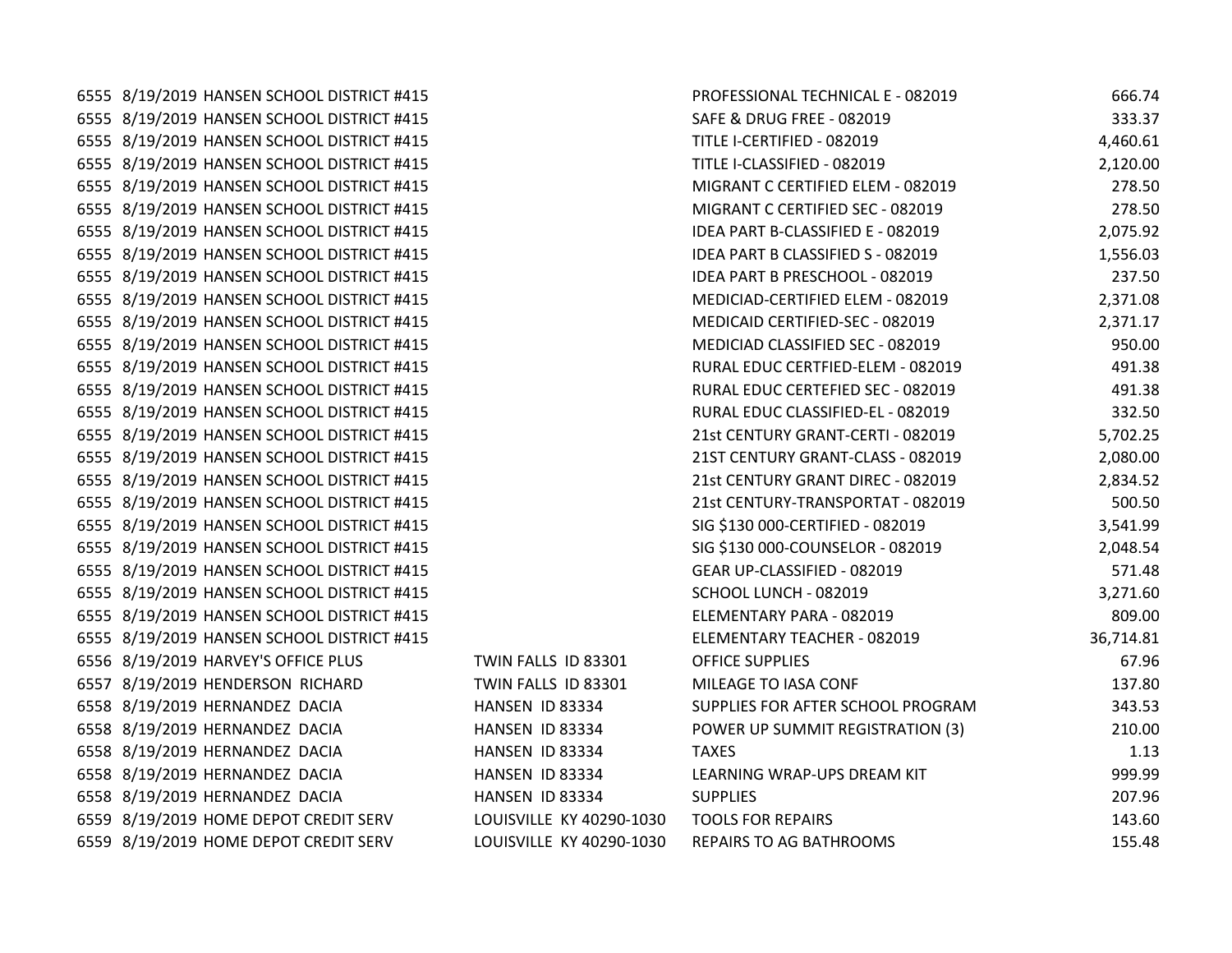| | | | | | |
|---|---|---|---|---|---|
| 6555 | 8/19/2019 | HANSEN SCHOOL DISTRICT #415 | | PROFESSIONAL TECHNICAL E - 082019 | 666.74 |
| 6555 | 8/19/2019 | HANSEN SCHOOL DISTRICT #415 | | SAFE & DRUG FREE - 082019 | 333.37 |
| 6555 | 8/19/2019 | HANSEN SCHOOL DISTRICT #415 | | TITLE I-CERTIFIED - 082019 | 4,460.61 |
| 6555 | 8/19/2019 | HANSEN SCHOOL DISTRICT #415 | | TITLE I-CLASSIFIED - 082019 | 2,120.00 |
| 6555 | 8/19/2019 | HANSEN SCHOOL DISTRICT #415 | | MIGRANT C CERTIFIED ELEM - 082019 | 278.50 |
| 6555 | 8/19/2019 | HANSEN SCHOOL DISTRICT #415 | | MIGRANT C CERTIFIED SEC - 082019 | 278.50 |
| 6555 | 8/19/2019 | HANSEN SCHOOL DISTRICT #415 | | IDEA PART B-CLASSIFIED E - 082019 | 2,075.92 |
| 6555 | 8/19/2019 | HANSEN SCHOOL DISTRICT #415 | | IDEA PART B CLASSIFIED S - 082019 | 1,556.03 |
| 6555 | 8/19/2019 | HANSEN SCHOOL DISTRICT #415 | | IDEA PART B PRESCHOOL - 082019 | 237.50 |
| 6555 | 8/19/2019 | HANSEN SCHOOL DISTRICT #415 | | MEDICIAD-CERTIFIED ELEM - 082019 | 2,371.08 |
| 6555 | 8/19/2019 | HANSEN SCHOOL DISTRICT #415 | | MEDICAID CERTIFIED-SEC - 082019 | 2,371.17 |
| 6555 | 8/19/2019 | HANSEN SCHOOL DISTRICT #415 | | MEDICIAD CLASSIFIED SEC - 082019 | 950.00 |
| 6555 | 8/19/2019 | HANSEN SCHOOL DISTRICT #415 | | RURAL EDUC CERTFIED-ELEM - 082019 | 491.38 |
| 6555 | 8/19/2019 | HANSEN SCHOOL DISTRICT #415 | | RURAL EDUC CERTEFIED SEC - 082019 | 491.38 |
| 6555 | 8/19/2019 | HANSEN SCHOOL DISTRICT #415 | | RURAL EDUC CLASSIFIED-EL - 082019 | 332.50 |
| 6555 | 8/19/2019 | HANSEN SCHOOL DISTRICT #415 | | 21st CENTURY GRANT-CERTI - 082019 | 5,702.25 |
| 6555 | 8/19/2019 | HANSEN SCHOOL DISTRICT #415 | | 21ST CENTURY GRANT-CLASS - 082019 | 2,080.00 |
| 6555 | 8/19/2019 | HANSEN SCHOOL DISTRICT #415 | | 21st CENTURY GRANT DIREC - 082019 | 2,834.52 |
| 6555 | 8/19/2019 | HANSEN SCHOOL DISTRICT #415 | | 21st CENTURY-TRANSPORTAT - 082019 | 500.50 |
| 6555 | 8/19/2019 | HANSEN SCHOOL DISTRICT #415 | | SIG $130 000-CERTIFIED - 082019 | 3,541.99 |
| 6555 | 8/19/2019 | HANSEN SCHOOL DISTRICT #415 | | SIG $130 000-COUNSELOR - 082019 | 2,048.54 |
| 6555 | 8/19/2019 | HANSEN SCHOOL DISTRICT #415 | | GEAR UP-CLASSIFIED - 082019 | 571.48 |
| 6555 | 8/19/2019 | HANSEN SCHOOL DISTRICT #415 | | SCHOOL LUNCH - 082019 | 3,271.60 |
| 6555 | 8/19/2019 | HANSEN SCHOOL DISTRICT #415 | | ELEMENTARY PARA - 082019 | 809.00 |
| 6555 | 8/19/2019 | HANSEN SCHOOL DISTRICT #415 | | ELEMENTARY TEACHER - 082019 | 36,714.81 |
| 6556 | 8/19/2019 | HARVEY'S OFFICE PLUS | TWIN FALLS ID 83301 | OFFICE SUPPLIES | 67.96 |
| 6557 | 8/19/2019 | HENDERSON RICHARD | TWIN FALLS ID 83301 | MILEAGE TO IASA CONF | 137.80 |
| 6558 | 8/19/2019 | HERNANDEZ DACIA | HANSEN ID 83334 | SUPPLIES FOR AFTER SCHOOL PROGRAM | 343.53 |
| 6558 | 8/19/2019 | HERNANDEZ DACIA | HANSEN ID 83334 | POWER UP SUMMIT REGISTRATION (3) | 210.00 |
| 6558 | 8/19/2019 | HERNANDEZ DACIA | HANSEN ID 83334 | TAXES | 1.13 |
| 6558 | 8/19/2019 | HERNANDEZ DACIA | HANSEN ID 83334 | LEARNING WRAP-UPS DREAM KIT | 999.99 |
| 6558 | 8/19/2019 | HERNANDEZ DACIA | HANSEN ID 83334 | SUPPLIES | 207.96 |
| 6559 | 8/19/2019 | HOME DEPOT CREDIT SERV | LOUISVILLE KY 40290-1030 | TOOLS FOR REPAIRS | 143.60 |
| 6559 | 8/19/2019 | HOME DEPOT CREDIT SERV | LOUISVILLE KY 40290-1030 | REPAIRS TO AG BATHROOMS | 155.48 |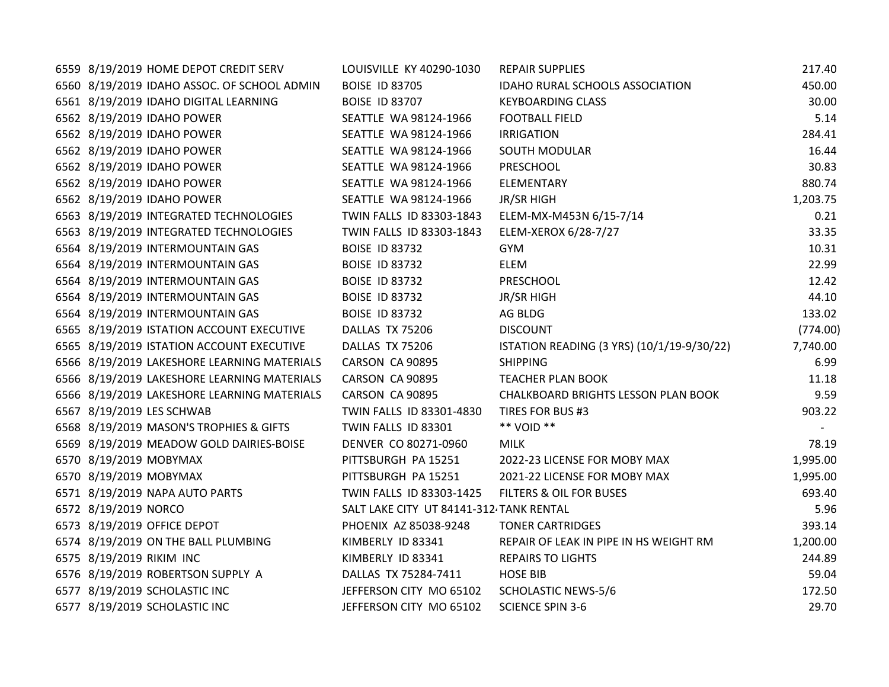| | | | | | |
|---|---|---|---|---|---|
| 6559 | 8/19/2019 | HOME DEPOT CREDIT SERV | LOUISVILLE KY 40290-1030 | REPAIR SUPPLIES | 217.40 |
| 6560 | 8/19/2019 | IDAHO ASSOC. OF SCHOOL ADMIN | BOISE ID 83705 | IDAHO RURAL SCHOOLS ASSOCIATION | 450.00 |
| 6561 | 8/19/2019 | IDAHO DIGITAL LEARNING | BOISE ID 83707 | KEYBOARDING CLASS | 30.00 |
| 6562 | 8/19/2019 | IDAHO POWER | SEATTLE WA 98124-1966 | FOOTBALL FIELD | 5.14 |
| 6562 | 8/19/2019 | IDAHO POWER | SEATTLE WA 98124-1966 | IRRIGATION | 284.41 |
| 6562 | 8/19/2019 | IDAHO POWER | SEATTLE WA 98124-1966 | SOUTH MODULAR | 16.44 |
| 6562 | 8/19/2019 | IDAHO POWER | SEATTLE WA 98124-1966 | PRESCHOOL | 30.83 |
| 6562 | 8/19/2019 | IDAHO POWER | SEATTLE WA 98124-1966 | ELEMENTARY | 880.74 |
| 6562 | 8/19/2019 | IDAHO POWER | SEATTLE WA 98124-1966 | JR/SR HIGH | 1,203.75 |
| 6563 | 8/19/2019 | INTEGRATED TECHNOLOGIES | TWIN FALLS ID 83303-1843 | ELEM-MX-M453N 6/15-7/14 | 0.21 |
| 6563 | 8/19/2019 | INTEGRATED TECHNOLOGIES | TWIN FALLS ID 83303-1843 | ELEM-XEROX 6/28-7/27 | 33.35 |
| 6564 | 8/19/2019 | INTERMOUNTAIN GAS | BOISE ID 83732 | GYM | 10.31 |
| 6564 | 8/19/2019 | INTERMOUNTAIN GAS | BOISE ID 83732 | ELEM | 22.99 |
| 6564 | 8/19/2019 | INTERMOUNTAIN GAS | BOISE ID 83732 | PRESCHOOL | 12.42 |
| 6564 | 8/19/2019 | INTERMOUNTAIN GAS | BOISE ID 83732 | JR/SR HIGH | 44.10 |
| 6564 | 8/19/2019 | INTERMOUNTAIN GAS | BOISE ID 83732 | AG BLDG | 133.02 |
| 6565 | 8/19/2019 | ISTATION ACCOUNT EXECUTIVE | DALLAS TX 75206 | DISCOUNT | (774.00) |
| 6565 | 8/19/2019 | ISTATION ACCOUNT EXECUTIVE | DALLAS TX 75206 | ISTATION READING (3 YRS) (10/1/19-9/30/22) | 7,740.00 |
| 6566 | 8/19/2019 | LAKESHORE LEARNING MATERIALS | CARSON CA 90895 | SHIPPING | 6.99 |
| 6566 | 8/19/2019 | LAKESHORE LEARNING MATERIALS | CARSON CA 90895 | TEACHER PLAN BOOK | 11.18 |
| 6566 | 8/19/2019 | LAKESHORE LEARNING MATERIALS | CARSON CA 90895 | CHALKBOARD BRIGHTS LESSON PLAN BOOK | 9.59 |
| 6567 | 8/19/2019 | LES SCHWAB | TWIN FALLS ID 83301-4830 | TIRES FOR BUS #3 | 903.22 |
| 6568 | 8/19/2019 | MASON'S TROPHIES & GIFTS | TWIN FALLS ID 83301 | ** VOID ** | - |
| 6569 | 8/19/2019 | MEADOW GOLD DAIRIES-BOISE | DENVER CO 80271-0960 | MILK | 78.19 |
| 6570 | 8/19/2019 | MOBYMAX | PITTSBURGH PA 15251 | 2022-23 LICENSE FOR MOBY MAX | 1,995.00 |
| 6570 | 8/19/2019 | MOBYMAX | PITTSBURGH PA 15251 | 2021-22 LICENSE FOR MOBY MAX | 1,995.00 |
| 6571 | 8/19/2019 | NAPA AUTO PARTS | TWIN FALLS ID 83303-1425 | FILTERS & OIL FOR BUSES | 693.40 |
| 6572 | 8/19/2019 | NORCO | SALT LAKE CITY UT 84141-312 | TANK RENTAL | 5.96 |
| 6573 | 8/19/2019 | OFFICE DEPOT | PHOENIX AZ 85038-9248 | TONER CARTRIDGES | 393.14 |
| 6574 | 8/19/2019 | ON THE BALL PLUMBING | KIMBERLY ID 83341 | REPAIR OF LEAK IN PIPE IN HS WEIGHT RM | 1,200.00 |
| 6575 | 8/19/2019 | RIKIM INC | KIMBERLY ID 83341 | REPAIRS TO LIGHTS | 244.89 |
| 6576 | 8/19/2019 | ROBERTSON SUPPLY A | DALLAS TX 75284-7411 | HOSE BIB | 59.04 |
| 6577 | 8/19/2019 | SCHOLASTIC INC | JEFFERSON CITY MO 65102 | SCHOLASTIC NEWS-5/6 | 172.50 |
| 6577 | 8/19/2019 | SCHOLASTIC INC | JEFFERSON CITY MO 65102 | SCIENCE SPIN 3-6 | 29.70 |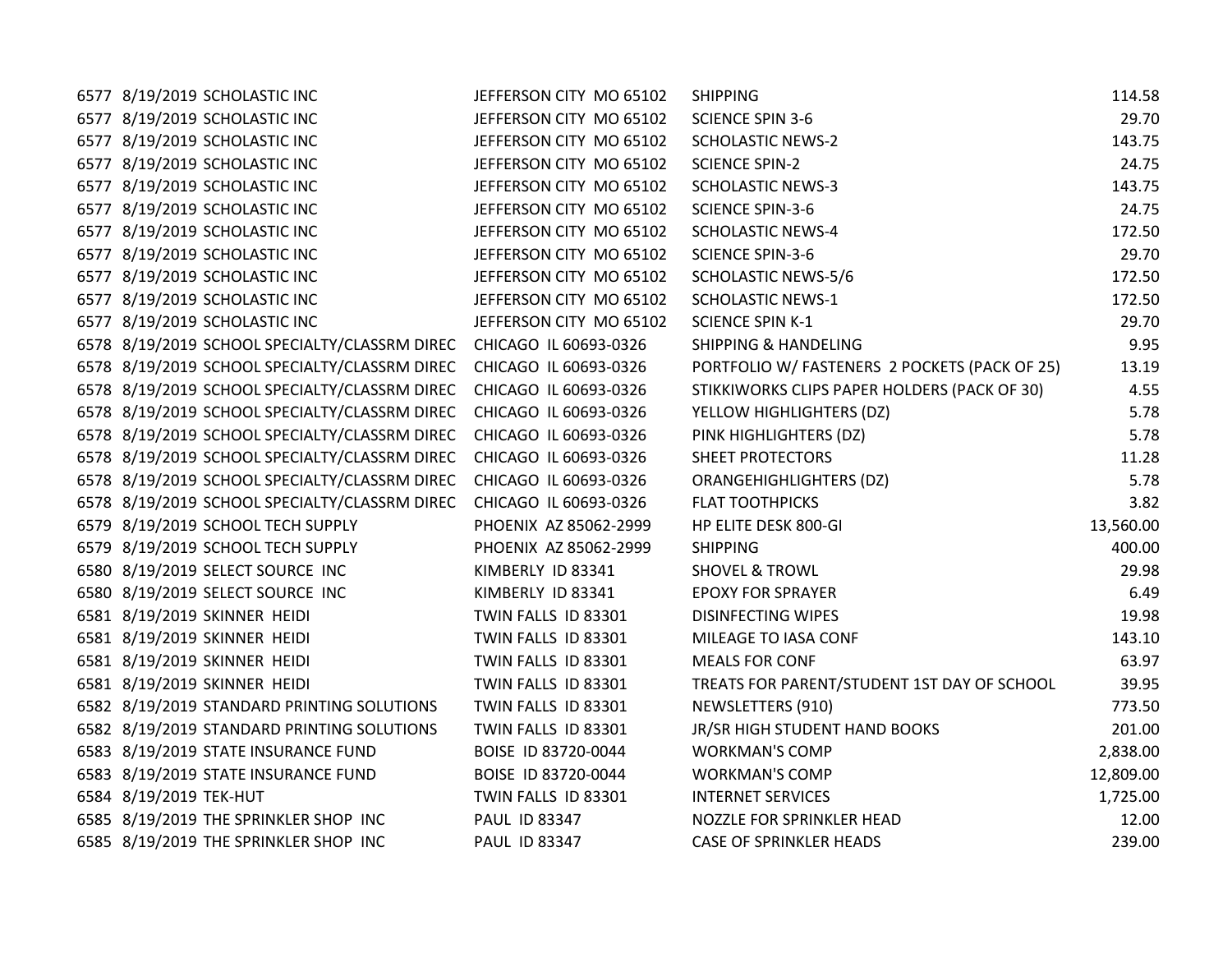| | | | | | |
|---|---|---|---|---|---|
| 6577 | 8/19/2019 | SCHOLASTIC INC | JEFFERSON CITY MO 65102 | SHIPPING | 114.58 |
| 6577 | 8/19/2019 | SCHOLASTIC INC | JEFFERSON CITY MO 65102 | SCIENCE SPIN 3-6 | 29.70 |
| 6577 | 8/19/2019 | SCHOLASTIC INC | JEFFERSON CITY MO 65102 | SCHOLASTIC NEWS-2 | 143.75 |
| 6577 | 8/19/2019 | SCHOLASTIC INC | JEFFERSON CITY MO 65102 | SCIENCE SPIN-2 | 24.75 |
| 6577 | 8/19/2019 | SCHOLASTIC INC | JEFFERSON CITY MO 65102 | SCHOLASTIC NEWS-3 | 143.75 |
| 6577 | 8/19/2019 | SCHOLASTIC INC | JEFFERSON CITY MO 65102 | SCIENCE SPIN-3-6 | 24.75 |
| 6577 | 8/19/2019 | SCHOLASTIC INC | JEFFERSON CITY MO 65102 | SCHOLASTIC NEWS-4 | 172.50 |
| 6577 | 8/19/2019 | SCHOLASTIC INC | JEFFERSON CITY MO 65102 | SCIENCE SPIN-3-6 | 29.70 |
| 6577 | 8/19/2019 | SCHOLASTIC INC | JEFFERSON CITY MO 65102 | SCHOLASTIC NEWS-5/6 | 172.50 |
| 6577 | 8/19/2019 | SCHOLASTIC INC | JEFFERSON CITY MO 65102 | SCHOLASTIC NEWS-1 | 172.50 |
| 6577 | 8/19/2019 | SCHOLASTIC INC | JEFFERSON CITY MO 65102 | SCIENCE SPIN K-1 | 29.70 |
| 6578 | 8/19/2019 | SCHOOL SPECIALTY/CLASSRM DIREC | CHICAGO IL 60693-0326 | SHIPPING & HANDELING | 9.95 |
| 6578 | 8/19/2019 | SCHOOL SPECIALTY/CLASSRM DIREC | CHICAGO IL 60693-0326 | PORTFOLIO W/ FASTENERS 2 POCKETS (PACK OF 25) | 13.19 |
| 6578 | 8/19/2019 | SCHOOL SPECIALTY/CLASSRM DIREC | CHICAGO IL 60693-0326 | STIKKIWORKS CLIPS PAPER HOLDERS (PACK OF 30) | 4.55 |
| 6578 | 8/19/2019 | SCHOOL SPECIALTY/CLASSRM DIREC | CHICAGO IL 60693-0326 | YELLOW HIGHLIGHTERS (DZ) | 5.78 |
| 6578 | 8/19/2019 | SCHOOL SPECIALTY/CLASSRM DIREC | CHICAGO IL 60693-0326 | PINK HIGHLIGHTERS (DZ) | 5.78 |
| 6578 | 8/19/2019 | SCHOOL SPECIALTY/CLASSRM DIREC | CHICAGO IL 60693-0326 | SHEET PROTECTORS | 11.28 |
| 6578 | 8/19/2019 | SCHOOL SPECIALTY/CLASSRM DIREC | CHICAGO IL 60693-0326 | ORANGEHIGHLIGHTERS (DZ) | 5.78 |
| 6578 | 8/19/2019 | SCHOOL SPECIALTY/CLASSRM DIREC | CHICAGO IL 60693-0326 | FLAT TOOTHPICKS | 3.82 |
| 6579 | 8/19/2019 | SCHOOL TECH SUPPLY | PHOENIX AZ 85062-2999 | HP ELITE DESK 800-GI | 13,560.00 |
| 6579 | 8/19/2019 | SCHOOL TECH SUPPLY | PHOENIX AZ 85062-2999 | SHIPPING | 400.00 |
| 6580 | 8/19/2019 | SELECT SOURCE INC | KIMBERLY ID 83341 | SHOVEL & TROWL | 29.98 |
| 6580 | 8/19/2019 | SELECT SOURCE INC | KIMBERLY ID 83341 | EPOXY FOR SPRAYER | 6.49 |
| 6581 | 8/19/2019 | SKINNER HEIDI | TWIN FALLS ID 83301 | DISINFECTING WIPES | 19.98 |
| 6581 | 8/19/2019 | SKINNER HEIDI | TWIN FALLS ID 83301 | MILEAGE TO IASA CONF | 143.10 |
| 6581 | 8/19/2019 | SKINNER HEIDI | TWIN FALLS ID 83301 | MEALS FOR CONF | 63.97 |
| 6581 | 8/19/2019 | SKINNER HEIDI | TWIN FALLS ID 83301 | TREATS FOR PARENT/STUDENT 1ST DAY OF SCHOOL | 39.95 |
| 6582 | 8/19/2019 | STANDARD PRINTING SOLUTIONS | TWIN FALLS ID 83301 | NEWSLETTERS (910) | 773.50 |
| 6582 | 8/19/2019 | STANDARD PRINTING SOLUTIONS | TWIN FALLS ID 83301 | JR/SR HIGH STUDENT HAND BOOKS | 201.00 |
| 6583 | 8/19/2019 | STATE INSURANCE FUND | BOISE ID 83720-0044 | WORKMAN'S COMP | 2,838.00 |
| 6583 | 8/19/2019 | STATE INSURANCE FUND | BOISE ID 83720-0044 | WORKMAN'S COMP | 12,809.00 |
| 6584 | 8/19/2019 | TEK-HUT | TWIN FALLS ID 83301 | INTERNET SERVICES | 1,725.00 |
| 6585 | 8/19/2019 | THE SPRINKLER SHOP INC | PAUL ID 83347 | NOZZLE FOR SPRINKLER HEAD | 12.00 |
| 6585 | 8/19/2019 | THE SPRINKLER SHOP INC | PAUL ID 83347 | CASE OF SPRINKLER HEADS | 239.00 |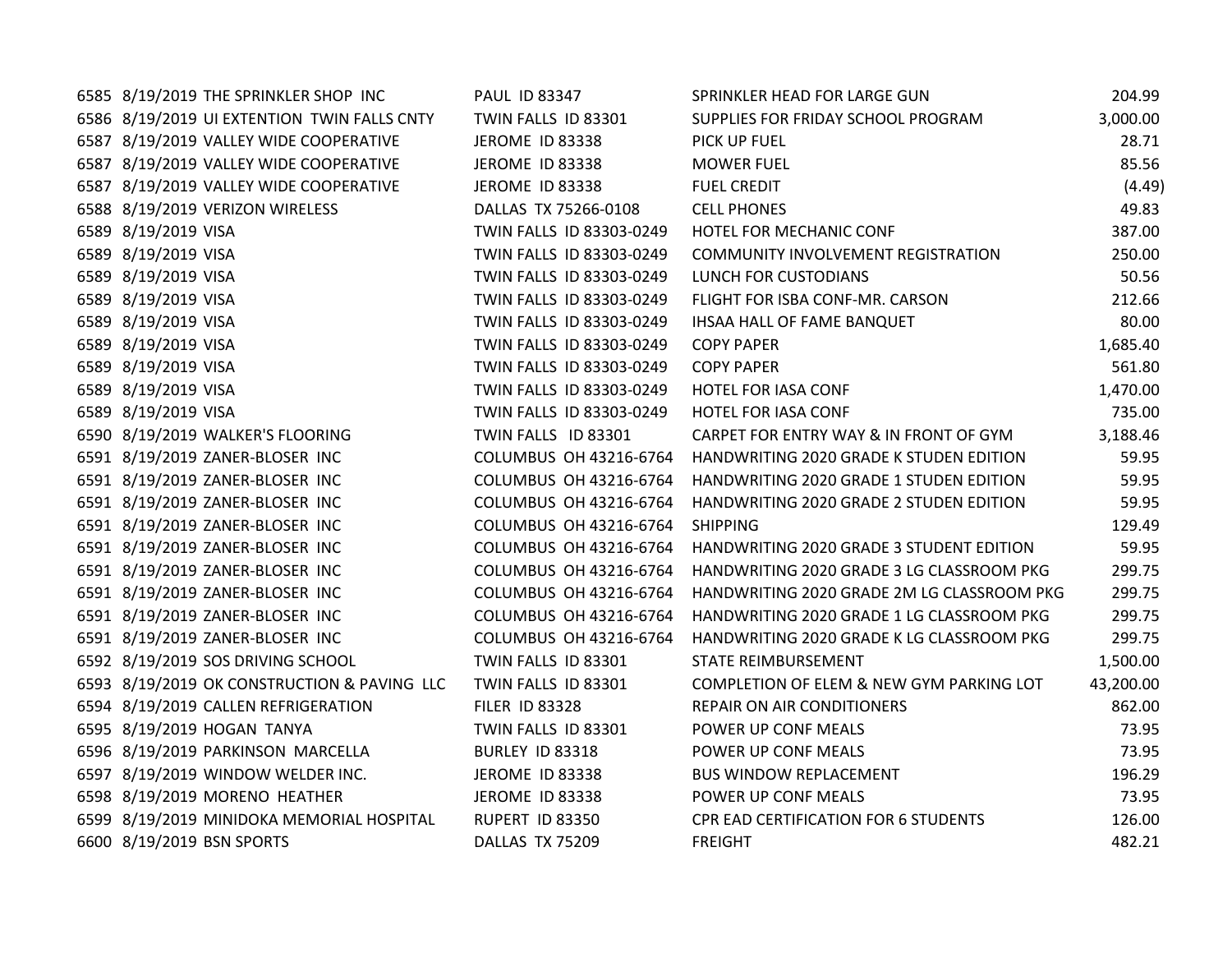| | | | | | |
|---|---|---|---|---|---|
| 6585 | 8/19/2019 | THE SPRINKLER SHOP INC | PAUL ID 83347 | SPRINKLER HEAD FOR LARGE GUN | 204.99 |
| 6586 | 8/19/2019 | UI EXTENTION TWIN FALLS CNTY | TWIN FALLS ID 83301 | SUPPLIES FOR FRIDAY SCHOOL PROGRAM | 3,000.00 |
| 6587 | 8/19/2019 | VALLEY WIDE COOPERATIVE | JEROME ID 83338 | PICK UP FUEL | 28.71 |
| 6587 | 8/19/2019 | VALLEY WIDE COOPERATIVE | JEROME ID 83338 | MOWER FUEL | 85.56 |
| 6587 | 8/19/2019 | VALLEY WIDE COOPERATIVE | JEROME ID 83338 | FUEL CREDIT | (4.49) |
| 6588 | 8/19/2019 | VERIZON WIRELESS | DALLAS TX 75266-0108 | CELL PHONES | 49.83 |
| 6589 | 8/19/2019 | VISA | TWIN FALLS ID 83303-0249 | HOTEL FOR MECHANIC CONF | 387.00 |
| 6589 | 8/19/2019 | VISA | TWIN FALLS ID 83303-0249 | COMMUNITY INVOLVEMENT REGISTRATION | 250.00 |
| 6589 | 8/19/2019 | VISA | TWIN FALLS ID 83303-0249 | LUNCH FOR CUSTODIANS | 50.56 |
| 6589 | 8/19/2019 | VISA | TWIN FALLS ID 83303-0249 | FLIGHT FOR ISBA CONF-MR. CARSON | 212.66 |
| 6589 | 8/19/2019 | VISA | TWIN FALLS ID 83303-0249 | IHSAA HALL OF FAME BANQUET | 80.00 |
| 6589 | 8/19/2019 | VISA | TWIN FALLS ID 83303-0249 | COPY PAPER | 1,685.40 |
| 6589 | 8/19/2019 | VISA | TWIN FALLS ID 83303-0249 | COPY PAPER | 561.80 |
| 6589 | 8/19/2019 | VISA | TWIN FALLS ID 83303-0249 | HOTEL FOR IASA CONF | 1,470.00 |
| 6589 | 8/19/2019 | VISA | TWIN FALLS ID 83303-0249 | HOTEL FOR IASA CONF | 735.00 |
| 6590 | 8/19/2019 | WALKER'S FLOORING | TWIN FALLS ID 83301 | CARPET FOR ENTRY WAY & IN FRONT OF GYM | 3,188.46 |
| 6591 | 8/19/2019 | ZANER-BLOSER INC | COLUMBUS OH 43216-6764 | HANDWRITING 2020 GRADE K STUDEN EDITION | 59.95 |
| 6591 | 8/19/2019 | ZANER-BLOSER INC | COLUMBUS OH 43216-6764 | HANDWRITING 2020 GRADE 1 STUDEN EDITION | 59.95 |
| 6591 | 8/19/2019 | ZANER-BLOSER INC | COLUMBUS OH 43216-6764 | HANDWRITING 2020 GRADE 2 STUDEN EDITION | 59.95 |
| 6591 | 8/19/2019 | ZANER-BLOSER INC | COLUMBUS OH 43216-6764 | SHIPPING | 129.49 |
| 6591 | 8/19/2019 | ZANER-BLOSER INC | COLUMBUS OH 43216-6764 | HANDWRITING 2020 GRADE 3 STUDENT EDITION | 59.95 |
| 6591 | 8/19/2019 | ZANER-BLOSER INC | COLUMBUS OH 43216-6764 | HANDWRITING 2020 GRADE 3 LG CLASSROOM PKG | 299.75 |
| 6591 | 8/19/2019 | ZANER-BLOSER INC | COLUMBUS OH 43216-6764 | HANDWRITING 2020 GRADE 2M LG CLASSROOM PKG | 299.75 |
| 6591 | 8/19/2019 | ZANER-BLOSER INC | COLUMBUS OH 43216-6764 | HANDWRITING 2020 GRADE 1 LG CLASSROOM PKG | 299.75 |
| 6591 | 8/19/2019 | ZANER-BLOSER INC | COLUMBUS OH 43216-6764 | HANDWRITING 2020 GRADE K LG CLASSROOM PKG | 299.75 |
| 6592 | 8/19/2019 | SOS DRIVING SCHOOL | TWIN FALLS ID 83301 | STATE REIMBURSEMENT | 1,500.00 |
| 6593 | 8/19/2019 | OK CONSTRUCTION & PAVING LLC | TWIN FALLS ID 83301 | COMPLETION OF ELEM & NEW GYM PARKING LOT | 43,200.00 |
| 6594 | 8/19/2019 | CALLEN REFRIGERATION | FILER ID 83328 | REPAIR ON AIR CONDITIONERS | 862.00 |
| 6595 | 8/19/2019 | HOGAN TANYA | TWIN FALLS ID 83301 | POWER UP CONF MEALS | 73.95 |
| 6596 | 8/19/2019 | PARKINSON MARCELLA | BURLEY ID 83318 | POWER UP CONF MEALS | 73.95 |
| 6597 | 8/19/2019 | WINDOW WELDER INC. | JEROME ID 83338 | BUS WINDOW REPLACEMENT | 196.29 |
| 6598 | 8/19/2019 | MORENO HEATHER | JEROME ID 83338 | POWER UP CONF MEALS | 73.95 |
| 6599 | 8/19/2019 | MINIDOKA MEMORIAL HOSPITAL | RUPERT ID 83350 | CPR EAD CERTIFICATION FOR 6 STUDENTS | 126.00 |
| 6600 | 8/19/2019 | BSN SPORTS | DALLAS TX 75209 | FREIGHT | 482.21 |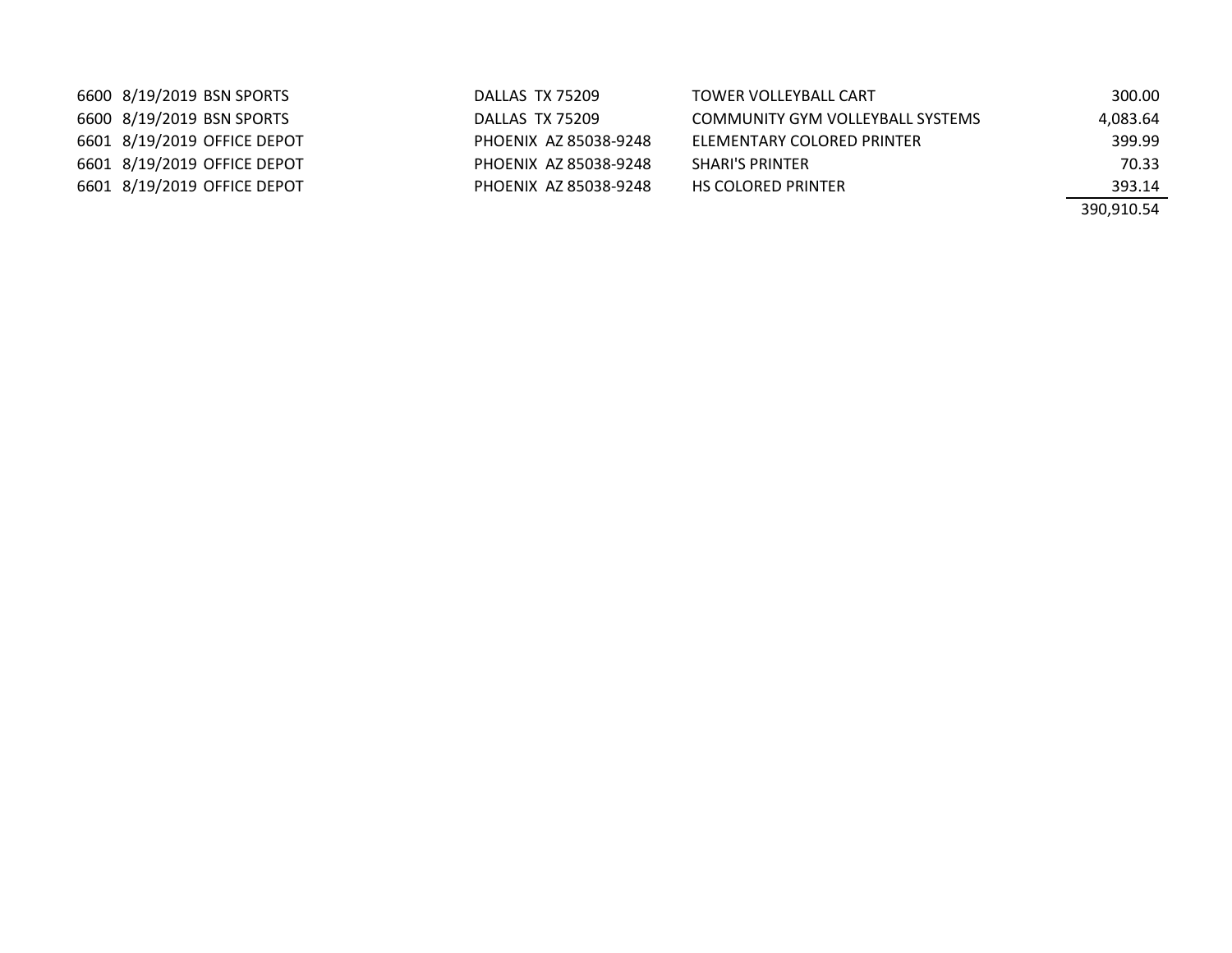| | | | | | |
|---|---|---|---|---|---|
| 6600 | 8/19/2019 | BSN SPORTS | DALLAS TX 75209 | TOWER VOLLEYBALL CART | 300.00 |
| 6600 | 8/19/2019 | BSN SPORTS | DALLAS TX 75209 | COMMUNITY GYM VOLLEYBALL SYSTEMS | 4,083.64 |
| 6601 | 8/19/2019 | OFFICE DEPOT | PHOENIX AZ 85038-9248 | ELEMENTARY COLORED PRINTER | 399.99 |
| 6601 | 8/19/2019 | OFFICE DEPOT | PHOENIX AZ 85038-9248 | SHARI'S PRINTER | 70.33 |
| 6601 | 8/19/2019 | OFFICE DEPOT | PHOENIX AZ 85038-9248 | HS COLORED PRINTER | 393.14 |
| | | | | | 390,910.54 |